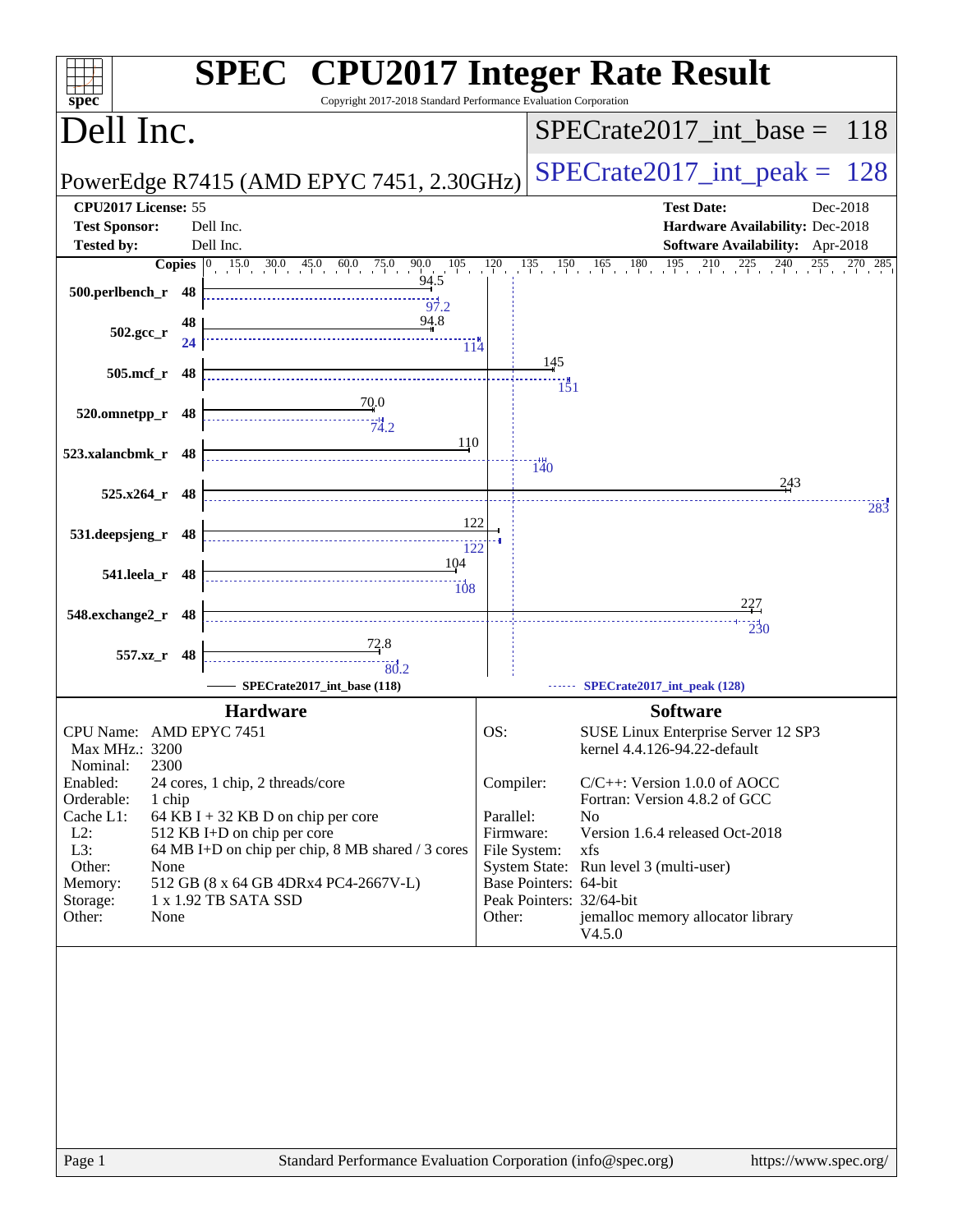# SPEC CPU2017 Integer Rate Result

Copyright 2017-2018 Standard Performance Evaluation Corporation

## Dell Inc.

PowerEdge R7415 (AMD EPYC 7451, 2.30GHz)

SPECrate2017_int_base = 118

SPECrate2017_int_peak = 128

| | | | |
|---|---|---|---|
| **CPU2017 License:** | 55 | **Test Date:** | Dec-2018 |
| **Test Sponsor:** | Dell Inc. | **Hardware Availability:** | Dec-2018 |
| **Tested by:** | Dell Inc. | **Software Availability:** | Apr-2018 |

| Benchmark | Copies | Base | Peak Copies | Peak |
|---|---|---|---|---|
| 500.perlbench_r | 48 | 94.5 | 48 | 97.2 |
| 502.gcc_r | 48 | 94.8 | 24 | 114 |
| 505.mcf_r | 48 | 145 | 48 | 151 |
| 520.omnetpp_r | 48 | 70.0 | 48 | 74.2 |
| 523.xalancbmk_r | 48 | 110 | 48 | 140 |
| 525.x264_r | 48 | 243 | 48 | 283 |
| 531.deepsjeng_r | 48 | 122 | 48 | 122 |
| 541.leela_r | 48 | 104 | 48 | 108 |
| 548.exchange2_r | 48 | 227 | 48 | 230 |
| 557.xz_r | 48 | 72.8 | 48 | 80.2 |

SPECrate2017_int_base (118) — SPECrate2017_int_peak (128)

## Hardware

| | |
|---|---|
| CPU Name: | AMD EPYC 7451 |
| Max MHz.: | 3200 |
| Nominal: | 2300 |
| Enabled: | 24 cores, 1 chip, 2 threads/core |
| Orderable: | 1 chip |
| Cache L1: | 64 KB I + 32 KB D on chip per core |
| L2: | 512 KB I+D on chip per core |
| L3: | 64 MB I+D on chip per chip, 8 MB shared / 3 cores |
| Other: | None |
| Memory: | 512 GB (8 x 64 GB 4DRx4 PC4-2667V-L) |
| Storage: | 1 x 1.92 TB SATA SSD |
| Other: | None |

## Software

| | |
|---|---|
| OS: | SUSE Linux Enterprise Server 12 SP3 kernel 4.4.126-94.22-default |
| Compiler: | C/C++: Version 1.0.0 of AOCC Fortran: Version 4.8.2 of GCC |
| Parallel: | No |
| Firmware: | Version 1.6.4 released Oct-2018 |
| File System: | xfs |
| System State: | Run level 3 (multi-user) |
| Base Pointers: | 64-bit |
| Peak Pointers: | 32/64-bit |
| Other: | jemalloc memory allocator library V4.5.0 |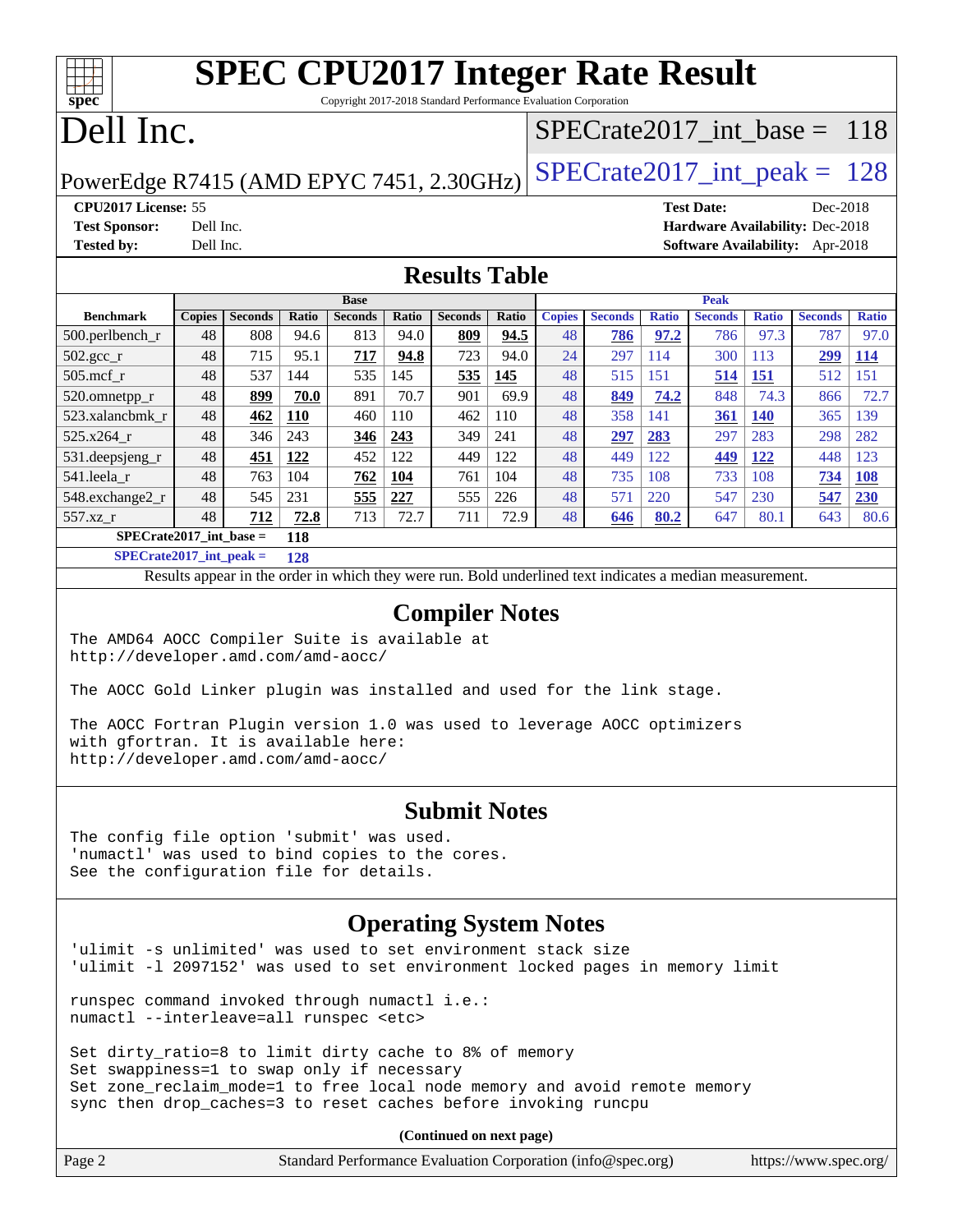# SPEC CPU2017 Integer Rate Result

Copyright 2017-2018 Standard Performance Evaluation Corporation

# Dell Inc.

PowerEdge R7415 (AMD EPYC 7451, 2.30GHz)

SPECrate2017_int_base = 118

SPECrate2017_int_peak = 128

**CPU2017 License:** 55
**Test Sponsor:** Dell Inc.
**Tested by:** Dell Inc.

**Test Date:** Dec-2018
**Hardware Availability:** Dec-2018
**Software Availability:** Apr-2018

## Results Table

| Benchmark | Base | | | | | | | Peak | | | | | | |
|---|---|---|---|---|---|---|---|---|---|---|---|---|---|---|
| | Copies | Seconds | Ratio | Seconds | Ratio | Seconds | Ratio | Copies | Seconds | Ratio | Seconds | Ratio | Seconds | Ratio |
| 500.perlbench_r | 48 | 808 | 94.6 | 813 | 94.0 | **809** | **94.5** | 48 | **786** | **97.2** | 786 | 97.3 | 787 | 97.0 |
| 502.gcc_r | 48 | 715 | 95.1 | **717** | **94.8** | 723 | 94.0 | 24 | 297 | 114 | 300 | 113 | **299** | **114** |
| 505.mcf_r | 48 | 537 | 144 | 535 | 145 | **535** | **145** | 48 | 515 | 151 | **514** | **151** | 512 | 151 |
| 520.omnetpp_r | 48 | **899** | **70.0** | 891 | 70.7 | 901 | 69.9 | 48 | **849** | **74.2** | 848 | 74.3 | 866 | 72.7 |
| 523.xalancbmk_r | 48 | **462** | **110** | 460 | 110 | 462 | 110 | 48 | 358 | 141 | **361** | **140** | 365 | 139 |
| 525.x264_r | 48 | 346 | 243 | **346** | **243** | 349 | 241 | 48 | **297** | **283** | 297 | 283 | 298 | 282 |
| 531.deepsjeng_r | 48 | **451** | **122** | 452 | 122 | 449 | 122 | 48 | 449 | 122 | **449** | **122** | 448 | 123 |
| 541.leela_r | 48 | 763 | 104 | **762** | **104** | 761 | 104 | 48 | 735 | 108 | 733 | 108 | **734** | **108** |
| 548.exchange2_r | 48 | 545 | 231 | **555** | **227** | 555 | 226 | 48 | 571 | 220 | 547 | 230 | **547** | **230** |
| 557.xz_r | 48 | **712** | **72.8** | 713 | 72.7 | 711 | 72.9 | 48 | **646** | **80.2** | 647 | 80.1 | 643 | 80.6 |

**SPECrate2017_int_base = 118**

**SPECrate2017_int_peak = 128**

Results appear in the order in which they were run. Bold underlined text indicates a median measurement.

## Compiler Notes

The AMD64 AOCC Compiler Suite is available at
http://developer.amd.com/amd-aocc/

The AOCC Gold Linker plugin was installed and used for the link stage.

The AOCC Fortran Plugin version 1.0 was used to leverage AOCC optimizers
with gfortran. It is available here:
http://developer.amd.com/amd-aocc/

## Submit Notes

The config file option 'submit' was used.
'numactl' was used to bind copies to the cores.
See the configuration file for details.

## Operating System Notes

'ulimit -s unlimited' was used to set environment stack size
'ulimit -l 2097152' was used to set environment locked pages in memory limit

runspec command invoked through numactl i.e.:
numactl --interleave=all runspec <etc>

Set dirty_ratio=8 to limit dirty cache to 8% of memory
Set swappiness=1 to swap only if necessary
Set zone_reclaim_mode=1 to free local node memory and avoid remote memory
sync then drop_caches=3 to reset caches before invoking runcpu

**(Continued on next page)**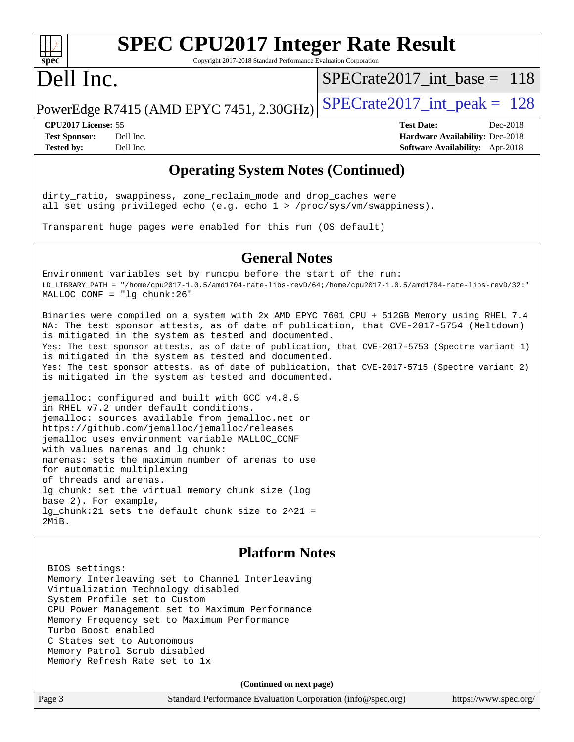## Operating System Notes (Continued)

```
dirty_ratio, swappiness, zone_reclaim_mode and drop_caches were
all set using privileged echo (e.g. echo 1 > /proc/sys/vm/swappiness).

Transparent huge pages were enabled for this run (OS default)
```

## General Notes

```
Environment variables set by runcpu before the start of the run:
LD_LIBRARY_PATH = "/home/cpu2017-1.0.5/amd1704-rate-libs-revD/64;/home/cpu2017-1.0.5/amd1704-rate-libs-revD/32:"
MALLOC_CONF = "lg_chunk:26"

Binaries were compiled on a system with 2x AMD EPYC 7601 CPU + 512GB Memory using RHEL 7.4
NA: The test sponsor attests, as of date of publication, that CVE-2017-5754 (Meltdown)
is mitigated in the system as tested and documented.
Yes: The test sponsor attests, as of date of publication, that CVE-2017-5753 (Spectre variant 1)
is mitigated in the system as tested and documented.
Yes: The test sponsor attests, as of date of publication, that CVE-2017-5715 (Spectre variant 2)
is mitigated in the system as tested and documented.

jemalloc: configured and built with GCC v4.8.5
in RHEL v7.2 under default conditions.
jemalloc: sources available from jemalloc.net or
https://github.com/jemalloc/jemalloc/releases
jemalloc uses environment variable MALLOC_CONF
with values narenas and lg_chunk:
narenas: sets the maximum number of arenas to use
for automatic multiplexing
of threads and arenas.
lg_chunk: set the virtual memory chunk size (log
base 2). For example,
lg_chunk:21 sets the default chunk size to 2^21 =
2MiB.
```

## Platform Notes

```
BIOS settings:
Memory Interleaving set to Channel Interleaving
Virtualization Technology disabled
System Profile set to Custom
CPU Power Management set to Maximum Performance
Memory Frequency set to Maximum Performance
Turbo Boost enabled
C States set to Autonomous
Memory Patrol Scrub disabled
Memory Refresh Rate set to 1x
```

**(Continued on next page)**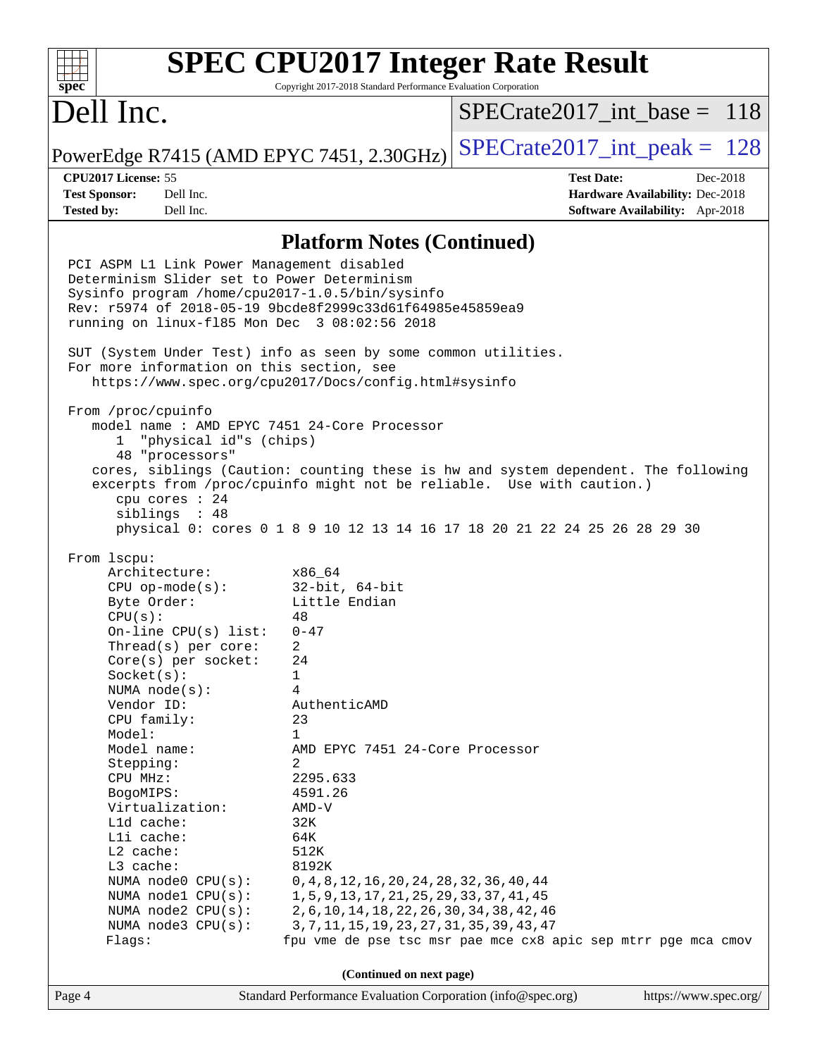# SPEC CPU2017 Integer Rate Result

Copyright 2017-2018 Standard Performance Evaluation Corporation

## Dell Inc.

PowerEdge R7415 (AMD EPYC 7451, 2.30GHz)

SPECrate2017_int_base = 118

SPECrate2017_int_peak = 128

**CPU2017 License:** 55
**Test Sponsor:** Dell Inc.
**Tested by:** Dell Inc.

**Test Date:** Dec-2018
**Hardware Availability:** Dec-2018
**Software Availability:** Apr-2018

### Platform Notes (Continued)

```
PCI ASPM L1 Link Power Management disabled
Determinism Slider set to Power Determinism
Sysinfo program /home/cpu2017-1.0.5/bin/sysinfo
Rev: r5974 of 2018-05-19 9bcde8f2999c33d61f64985e45859ea9
running on linux-fl85 Mon Dec  3 08:02:56 2018

SUT (System Under Test) info as seen by some common utilities.
For more information on this section, see
   https://www.spec.org/cpu2017/Docs/config.html#sysinfo

From /proc/cpuinfo
   model name : AMD EPYC 7451 24-Core Processor
      1  "physical id"s (chips)
      48 "processors"
   cores, siblings (Caution: counting these is hw and system dependent. The following
   excerpts from /proc/cpuinfo might not be reliable.  Use with caution.)
      cpu cores : 24
      siblings  : 48
      physical 0: cores 0 1 8 9 10 12 13 14 16 17 18 20 21 22 24 25 26 28 29 30

From lscpu:
     Architecture:          x86_64
     CPU op-mode(s):        32-bit, 64-bit
     Byte Order:            Little Endian
     CPU(s):                48
     On-line CPU(s) list:   0-47
     Thread(s) per core:    2
     Core(s) per socket:    24
     Socket(s):             1
     NUMA node(s):          4
     Vendor ID:             AuthenticAMD
     CPU family:            23
     Model:                 1
     Model name:            AMD EPYC 7451 24-Core Processor
     Stepping:              2
     CPU MHz:               2295.633
     BogoMIPS:              4591.26
     Virtualization:        AMD-V
     L1d cache:             32K
     L1i cache:             64K
     L2 cache:              512K
     L3 cache:              8192K
     NUMA node0 CPU(s):     0,4,8,12,16,20,24,28,32,36,40,44
     NUMA node1 CPU(s):     1,5,9,13,17,21,25,29,33,37,41,45
     NUMA node2 CPU(s):     2,6,10,14,18,22,26,30,34,38,42,46
     NUMA node3 CPU(s):     3,7,11,15,19,23,27,31,35,39,43,47
     Flags:                fpu vme de pse tsc msr pae mce cx8 apic sep mtrr pge mca cmov
```

(Continued on next page)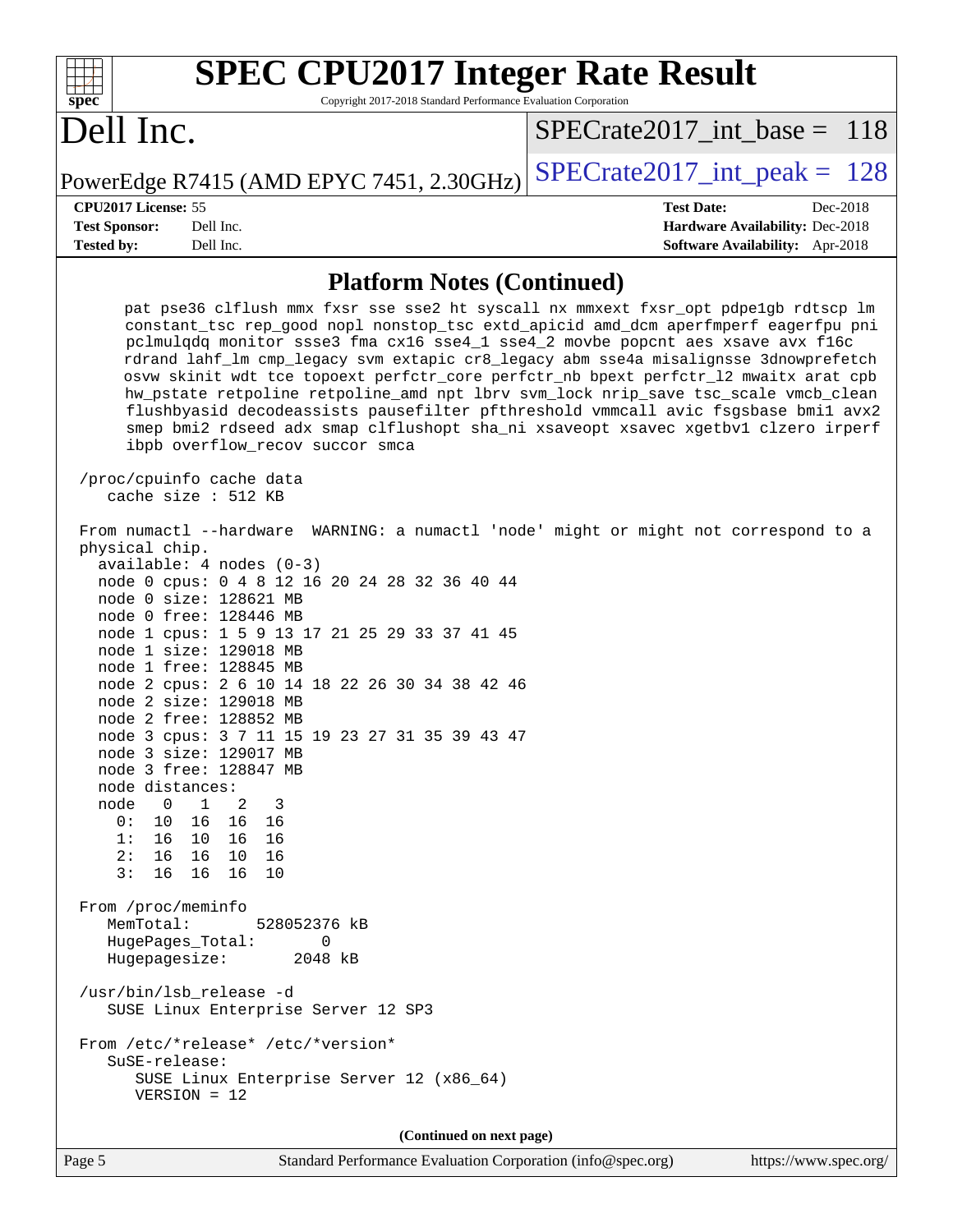## Platform Notes (Continued)

```
      pat pse36 clflush mmx fxsr sse sse2 ht syscall nx mmxext fxsr_opt pdpe1gb rdtscp lm
      constant_tsc rep_good nopl nonstop_tsc extd_apicid amd_dcm aperfmperf eagerfpu pni
      pclmulqdq monitor ssse3 fma cx16 sse4_1 sse4_2 movbe popcnt aes xsave avx f16c
      rdrand lahf_lm cmp_legacy svm extapic cr8_legacy abm sse4a misalignsse 3dnowprefetch
      osvw skinit wdt tce topoext perfctr_core perfctr_nb bpext perfctr_l2 mwaitx arat cpb
      hw_pstate retpoline retpoline_amd npt lbrv svm_lock nrip_save tsc_scale vmcb_clean
      flushbyasid decodeassists pausefilter pfthreshold vmmcall avic fsgsbase bmi1 avx2
      smep bmi2 rdseed adx smap clflushopt sha_ni xsaveopt xsavec xgetbv1 clzero irperf
      ibpb overflow_recov succor smca

 /proc/cpuinfo cache data
    cache size : 512 KB

 From numactl --hardware  WARNING: a numactl 'node' might or might not correspond to a
 physical chip.
   available: 4 nodes (0-3)
   node 0 cpus: 0 4 8 12 16 20 24 28 32 36 40 44
   node 0 size: 128621 MB
   node 0 free: 128446 MB
   node 1 cpus: 1 5 9 13 17 21 25 29 33 37 41 45
   node 1 size: 129018 MB
   node 1 free: 128845 MB
   node 2 cpus: 2 6 10 14 18 22 26 30 34 38 42 46
   node 2 size: 129018 MB
   node 2 free: 128852 MB
   node 3 cpus: 3 7 11 15 19 23 27 31 35 39 43 47
   node 3 size: 129017 MB
   node 3 free: 128847 MB
   node distances:
   node   0   1   2   3
     0:  10  16  16  16
     1:  16  10  16  16
     2:  16  16  10  16
     3:  16  16  16  10

 From /proc/meminfo
    MemTotal:       528052376 kB
    HugePages_Total:       0
    Hugepagesize:       2048 kB

 /usr/bin/lsb_release -d
    SUSE Linux Enterprise Server 12 SP3

 From /etc/*release* /etc/*version*
    SuSE-release:
       SUSE Linux Enterprise Server 12 (x86_64)
       VERSION = 12
```

(Continued on next page)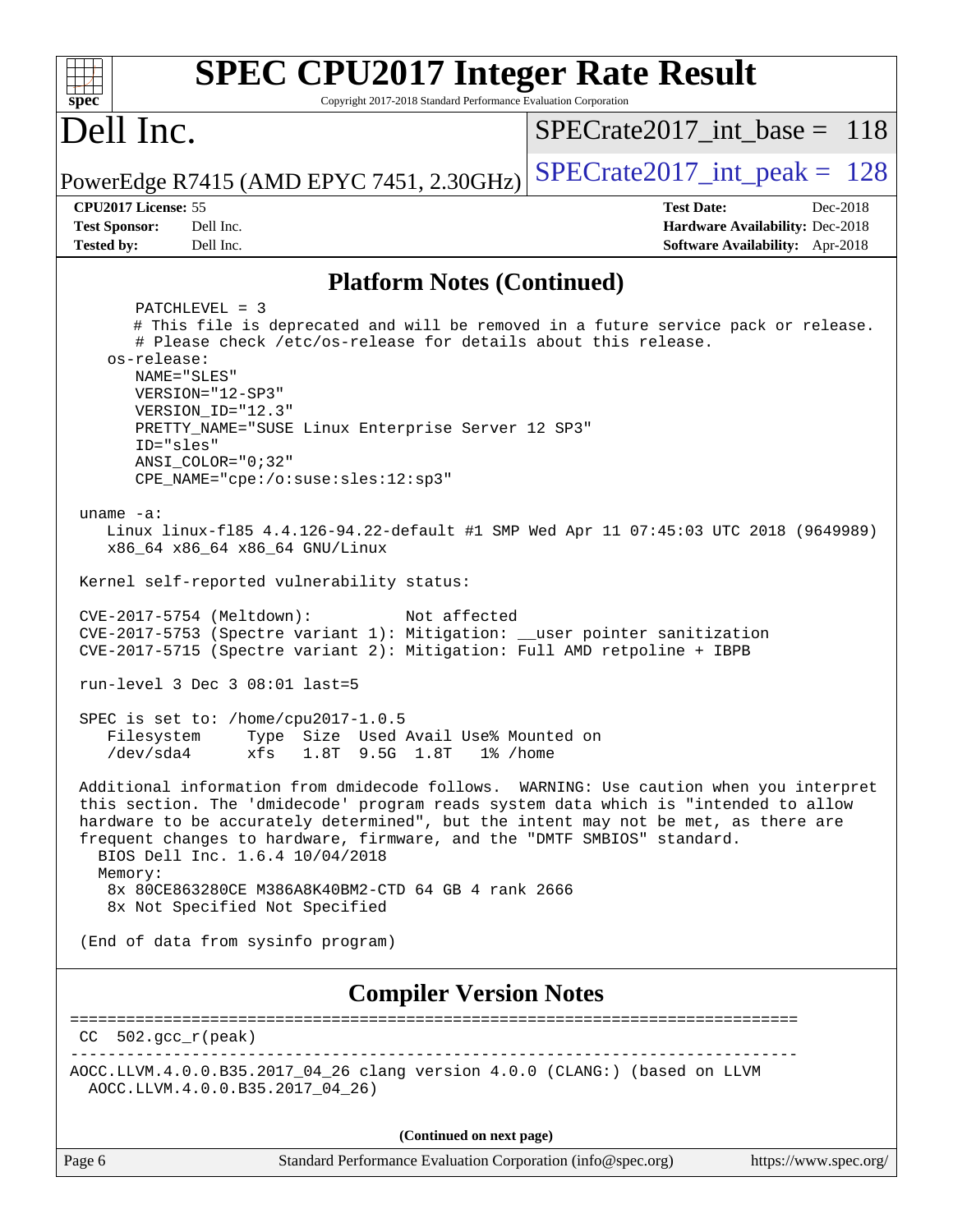## Platform Notes (Continued)

```
       PATCHLEVEL = 3
       # This file is deprecated and will be removed in a future service pack or release.
       # Please check /etc/os-release for details about this release.
    os-release:
       NAME="SLES"
       VERSION="12-SP3"
       VERSION_ID="12.3"
       PRETTY_NAME="SUSE Linux Enterprise Server 12 SP3"
       ID="sles"
       ANSI_COLOR="0;32"
       CPE_NAME="cpe:/o:suse:sles:12:sp3"

 uname -a:
    Linux linux-fl85 4.4.126-94.22-default #1 SMP Wed Apr 11 07:45:03 UTC 2018 (9649989)
    x86_64 x86_64 x86_64 GNU/Linux

 Kernel self-reported vulnerability status:

 CVE-2017-5754 (Meltdown):          Not affected
 CVE-2017-5753 (Spectre variant 1): Mitigation: __user pointer sanitization
 CVE-2017-5715 (Spectre variant 2): Mitigation: Full AMD retpoline + IBPB

 run-level 3 Dec 3 08:01 last=5

 SPEC is set to: /home/cpu2017-1.0.5
    Filesystem     Type  Size  Used Avail Use% Mounted on
    /dev/sda4      xfs   1.8T  9.5G  1.8T   1% /home

 Additional information from dmidecode follows.  WARNING: Use caution when you interpret
 this section. The 'dmidecode' program reads system data which is "intended to allow
 hardware to be accurately determined", but the intent may not be met, as there are
 frequent changes to hardware, firmware, and the "DMTF SMBIOS" standard.
   BIOS Dell Inc. 1.6.4 10/04/2018
   Memory:
    8x 80CE863280CE M386A8K40BM2-CTD 64 GB 4 rank 2666
    8x Not Specified Not Specified

 (End of data from sysinfo program)
```

## Compiler Version Notes

```
==============================================================================
 CC  502.gcc_r(peak)
------------------------------------------------------------------------------
AOCC.LLVM.4.0.0.B35.2017_04_26 clang version 4.0.0 (CLANG:) (based on LLVM
  AOCC.LLVM.4.0.0.B35.2017_04_26)
```

(Continued on next page)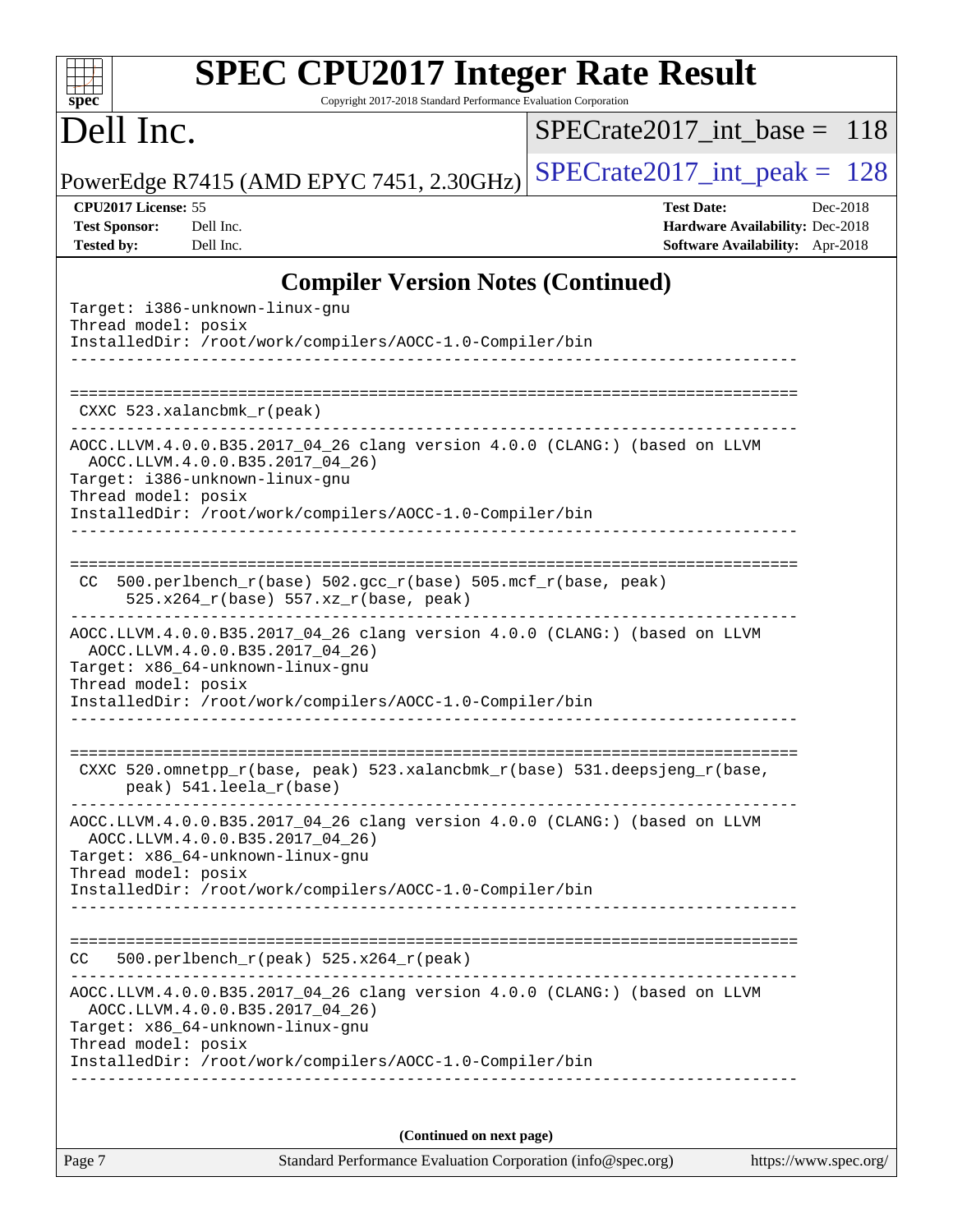## Compiler Version Notes (Continued)

```
Target: i386-unknown-linux-gnu
Thread model: posix
InstalledDir: /root/work/compilers/AOCC-1.0-Compiler/bin
------------------------------------------------------------------------------

==============================================================================
 CXXC 523.xalancbmk_r(peak)
------------------------------------------------------------------------------
AOCC.LLVM.4.0.0.B35.2017_04_26 clang version 4.0.0 (CLANG:) (based on LLVM
  AOCC.LLVM.4.0.0.B35.2017_04_26)
Target: i386-unknown-linux-gnu
Thread model: posix
InstalledDir: /root/work/compilers/AOCC-1.0-Compiler/bin
------------------------------------------------------------------------------

==============================================================================
 CC  500.perlbench_r(base) 502.gcc_r(base) 505.mcf_r(base, peak)
      525.x264_r(base) 557.xz_r(base, peak)
------------------------------------------------------------------------------
AOCC.LLVM.4.0.0.B35.2017_04_26 clang version 4.0.0 (CLANG:) (based on LLVM
  AOCC.LLVM.4.0.0.B35.2017_04_26)
Target: x86_64-unknown-linux-gnu
Thread model: posix
InstalledDir: /root/work/compilers/AOCC-1.0-Compiler/bin
------------------------------------------------------------------------------

==============================================================================
 CXXC 520.omnetpp_r(base, peak) 523.xalancbmk_r(base) 531.deepsjeng_r(base,
      peak) 541.leela_r(base)
------------------------------------------------------------------------------
AOCC.LLVM.4.0.0.B35.2017_04_26 clang version 4.0.0 (CLANG:) (based on LLVM
  AOCC.LLVM.4.0.0.B35.2017_04_26)
Target: x86_64-unknown-linux-gnu
Thread model: posix
InstalledDir: /root/work/compilers/AOCC-1.0-Compiler/bin
------------------------------------------------------------------------------

==============================================================================
 CC   500.perlbench_r(peak) 525.x264_r(peak)
------------------------------------------------------------------------------
AOCC.LLVM.4.0.0.B35.2017_04_26 clang version 4.0.0 (CLANG:) (based on LLVM
  AOCC.LLVM.4.0.0.B35.2017_04_26)
Target: x86_64-unknown-linux-gnu
Thread model: posix
InstalledDir: /root/work/compilers/AOCC-1.0-Compiler/bin
------------------------------------------------------------------------------
```

**(Continued on next page)**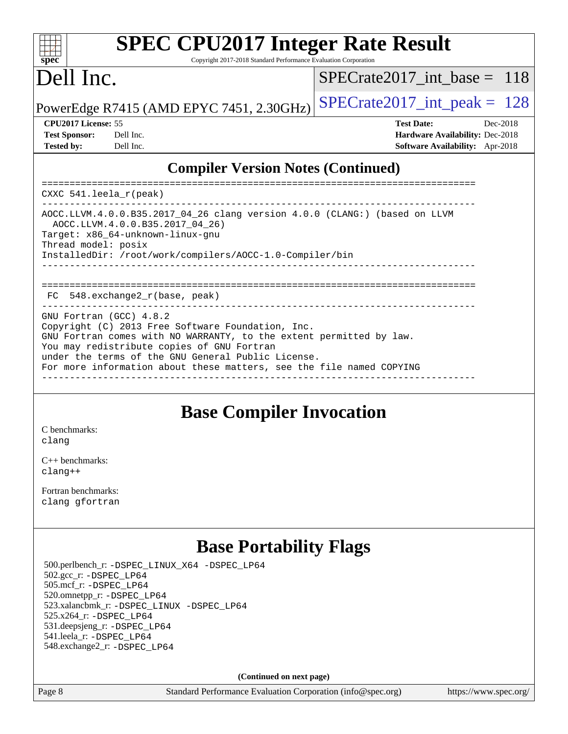## Compiler Version Notes (Continued)

```
==============================================================================
CXXC 541.leela_r(peak)
------------------------------------------------------------------------------
AOCC.LLVM.4.0.0.B35.2017_04_26 clang version 4.0.0 (CLANG:) (based on LLVM
  AOCC.LLVM.4.0.0.B35.2017_04_26)
Target: x86_64-unknown-linux-gnu
Thread model: posix
InstalledDir: /root/work/compilers/AOCC-1.0-Compiler/bin
------------------------------------------------------------------------------

==============================================================================
 FC  548.exchange2_r(base, peak)
------------------------------------------------------------------------------
GNU Fortran (GCC) 4.8.2
Copyright (C) 2013 Free Software Foundation, Inc.
GNU Fortran comes with NO WARRANTY, to the extent permitted by law.
You may redistribute copies of GNU Fortran
under the terms of the GNU General Public License.
For more information about these matters, see the file named COPYING
------------------------------------------------------------------------------
```

## Base Compiler Invocation

C benchmarks:
clang

C++ benchmarks:
clang++

Fortran benchmarks:
clang gfortran

## Base Portability Flags

500.perlbench_r: -DSPEC_LINUX_X64 -DSPEC_LP64
502.gcc_r: -DSPEC_LP64
505.mcf_r: -DSPEC_LP64
520.omnetpp_r: -DSPEC_LP64
523.xalancbmk_r: -DSPEC_LINUX -DSPEC_LP64
525.x264_r: -DSPEC_LP64
531.deepsjeng_r: -DSPEC_LP64
541.leela_r: -DSPEC_LP64
548.exchange2_r: -DSPEC_LP64

**(Continued on next page)**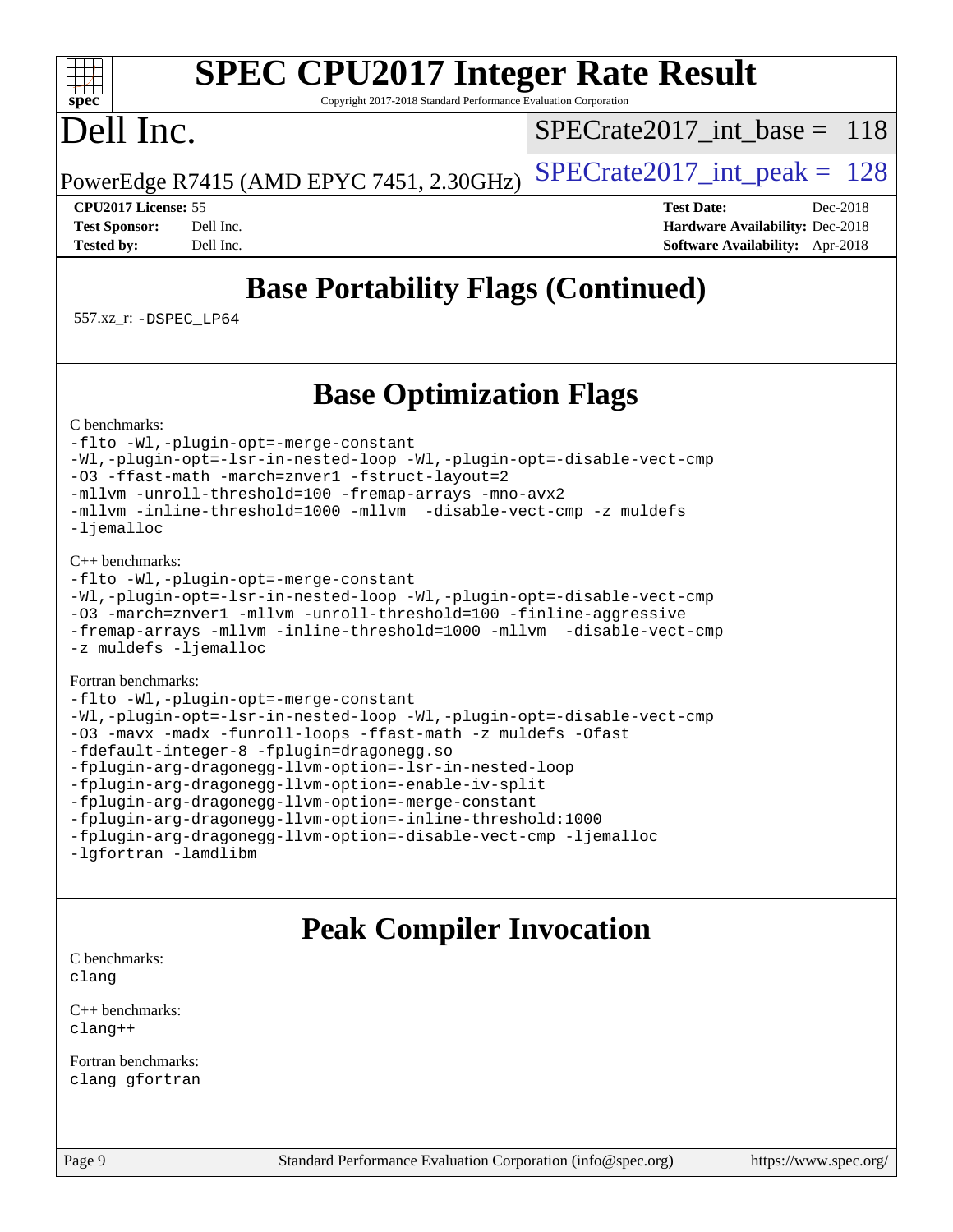# SPEC CPU2017 Integer Rate Result

Copyright 2017-2018 Standard Performance Evaluation Corporation

# Dell Inc.

PowerEdge R7415 (AMD EPYC 7451, 2.30GHz)

SPECrate2017_int_base = 118

SPECrate2017_int_peak = 128

**CPU2017 License:** 55
**Test Sponsor:** Dell Inc.
**Tested by:** Dell Inc.

**Test Date:** Dec-2018
**Hardware Availability:** Dec-2018
**Software Availability:** Apr-2018

## Base Portability Flags (Continued)

557.xz_r: -DSPEC_LP64

## Base Optimization Flags

C benchmarks:

```
-flto -Wl,-plugin-opt=-merge-constant
-Wl,-plugin-opt=-lsr-in-nested-loop -Wl,-plugin-opt=-disable-vect-cmp
-O3 -ffast-math -march=znver1 -fstruct-layout=2
-mllvm -unroll-threshold=100 -fremap-arrays -mno-avx2
-mllvm -inline-threshold=1000 -mllvm  -disable-vect-cmp -z muldefs
-ljemalloc
```

C++ benchmarks:

```
-flto -Wl,-plugin-opt=-merge-constant
-Wl,-plugin-opt=-lsr-in-nested-loop -Wl,-plugin-opt=-disable-vect-cmp
-O3 -march=znver1 -mllvm -unroll-threshold=100 -finline-aggressive
-fremap-arrays -mllvm -inline-threshold=1000 -mllvm  -disable-vect-cmp
-z muldefs -ljemalloc
```

Fortran benchmarks:

```
-flto -Wl,-plugin-opt=-merge-constant
-Wl,-plugin-opt=-lsr-in-nested-loop -Wl,-plugin-opt=-disable-vect-cmp
-O3 -mavx -madx -funroll-loops -ffast-math -z muldefs -Ofast
-fdefault-integer-8 -fplugin=dragonegg.so
-fplugin-arg-dragonegg-llvm-option=-lsr-in-nested-loop
-fplugin-arg-dragonegg-llvm-option=-enable-iv-split
-fplugin-arg-dragonegg-llvm-option=-merge-constant
-fplugin-arg-dragonegg-llvm-option=-inline-threshold:1000
-fplugin-arg-dragonegg-llvm-option=-disable-vect-cmp -ljemalloc
-lgfortran -lamdlibm
```

## Peak Compiler Invocation

C benchmarks:

```
clang
```

C++ benchmarks:

```
clang++
```

Fortran benchmarks:

```
clang gfortran
```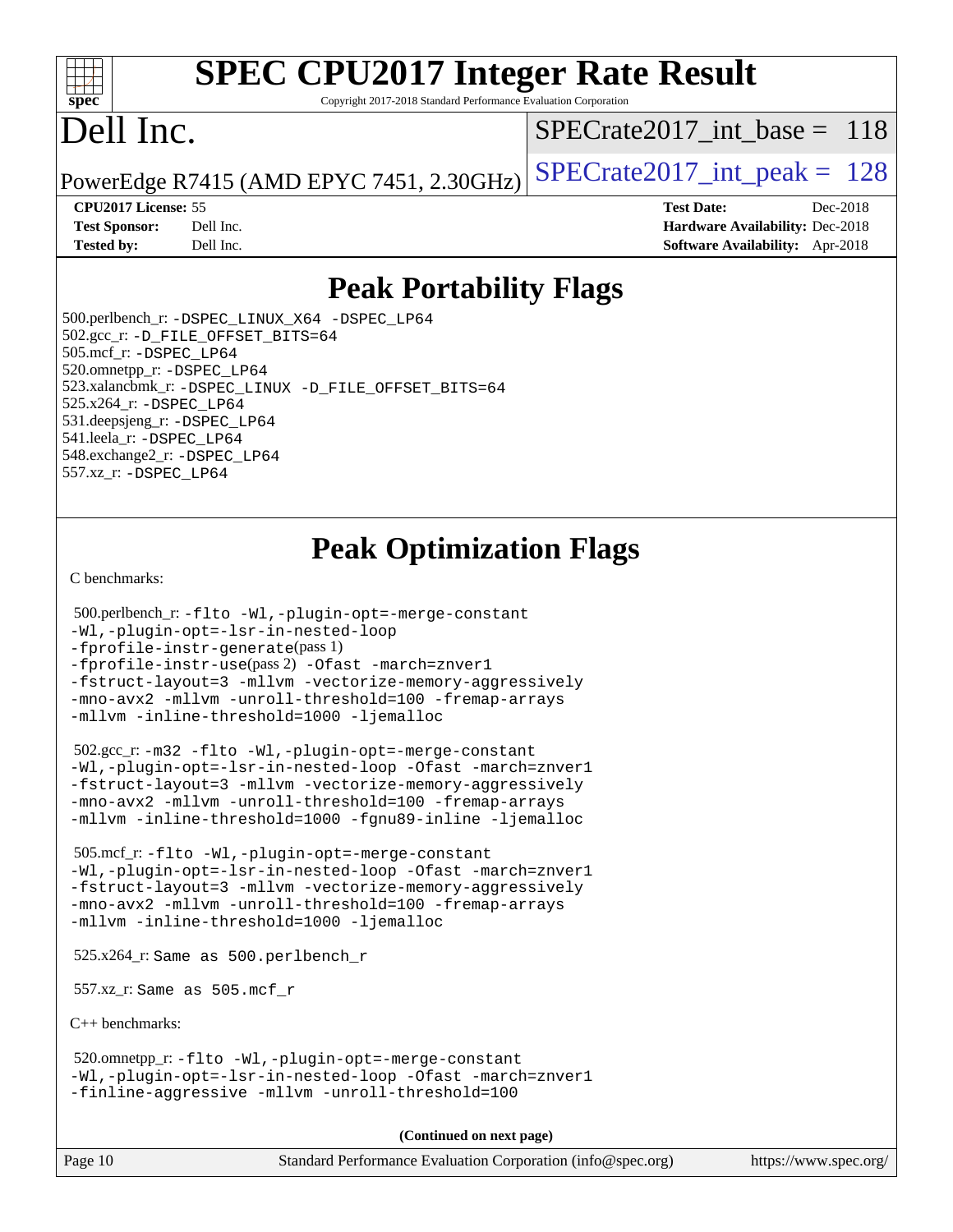# SPEC CPU2017 Integer Rate Result

Copyright 2017-2018 Standard Performance Evaluation Corporation

# Dell Inc.

PowerEdge R7415 (AMD EPYC 7451, 2.30GHz)

SPECrate2017_int_base = 118

SPECrate2017_int_peak = 128

| | | | |
|---|---|---|---|
| **CPU2017 License:** | 55 | **Test Date:** | Dec-2018 |
| **Test Sponsor:** | Dell Inc. | **Hardware Availability:** | Dec-2018 |
| **Tested by:** | Dell Inc. | **Software Availability:** | Apr-2018 |

## Peak Portability Flags

500.perlbench_r: -DSPEC_LINUX_X64 -DSPEC_LP64
502.gcc_r: -D_FILE_OFFSET_BITS=64
505.mcf_r: -DSPEC_LP64
520.omnetpp_r: -DSPEC_LP64
523.xalancbmk_r: -DSPEC_LINUX -D_FILE_OFFSET_BITS=64
525.x264_r: -DSPEC_LP64
531.deepsjeng_r: -DSPEC_LP64
541.leela_r: -DSPEC_LP64
548.exchange2_r: -DSPEC_LP64
557.xz_r: -DSPEC_LP64

## Peak Optimization Flags

C benchmarks:

500.perlbench_r: -flto -Wl,-plugin-opt=-merge-constant
-Wl,-plugin-opt=-lsr-in-nested-loop
-fprofile-instr-generate(pass 1)
-fprofile-instr-use(pass 2) -Ofast -march=znver1
-fstruct-layout=3 -mllvm -vectorize-memory-aggressively
-mno-avx2 -mllvm -unroll-threshold=100 -fremap-arrays
-mllvm -inline-threshold=1000 -ljemalloc

502.gcc_r: -m32 -flto -Wl,-plugin-opt=-merge-constant
-Wl,-plugin-opt=-lsr-in-nested-loop -Ofast -march=znver1
-fstruct-layout=3 -mllvm -vectorize-memory-aggressively
-mno-avx2 -mllvm -unroll-threshold=100 -fremap-arrays
-mllvm -inline-threshold=1000 -fgnu89-inline -ljemalloc

505.mcf_r: -flto -Wl,-plugin-opt=-merge-constant
-Wl,-plugin-opt=-lsr-in-nested-loop -Ofast -march=znver1
-fstruct-layout=3 -mllvm -vectorize-memory-aggressively
-mno-avx2 -mllvm -unroll-threshold=100 -fremap-arrays
-mllvm -inline-threshold=1000 -ljemalloc

525.x264_r: Same as 500.perlbench_r

557.xz_r: Same as 505.mcf_r

C++ benchmarks:

520.omnetpp_r: -flto -Wl,-plugin-opt=-merge-constant
-Wl,-plugin-opt=-lsr-in-nested-loop -Ofast -march=znver1
-finline-aggressive -mllvm -unroll-threshold=100

**(Continued on next page)**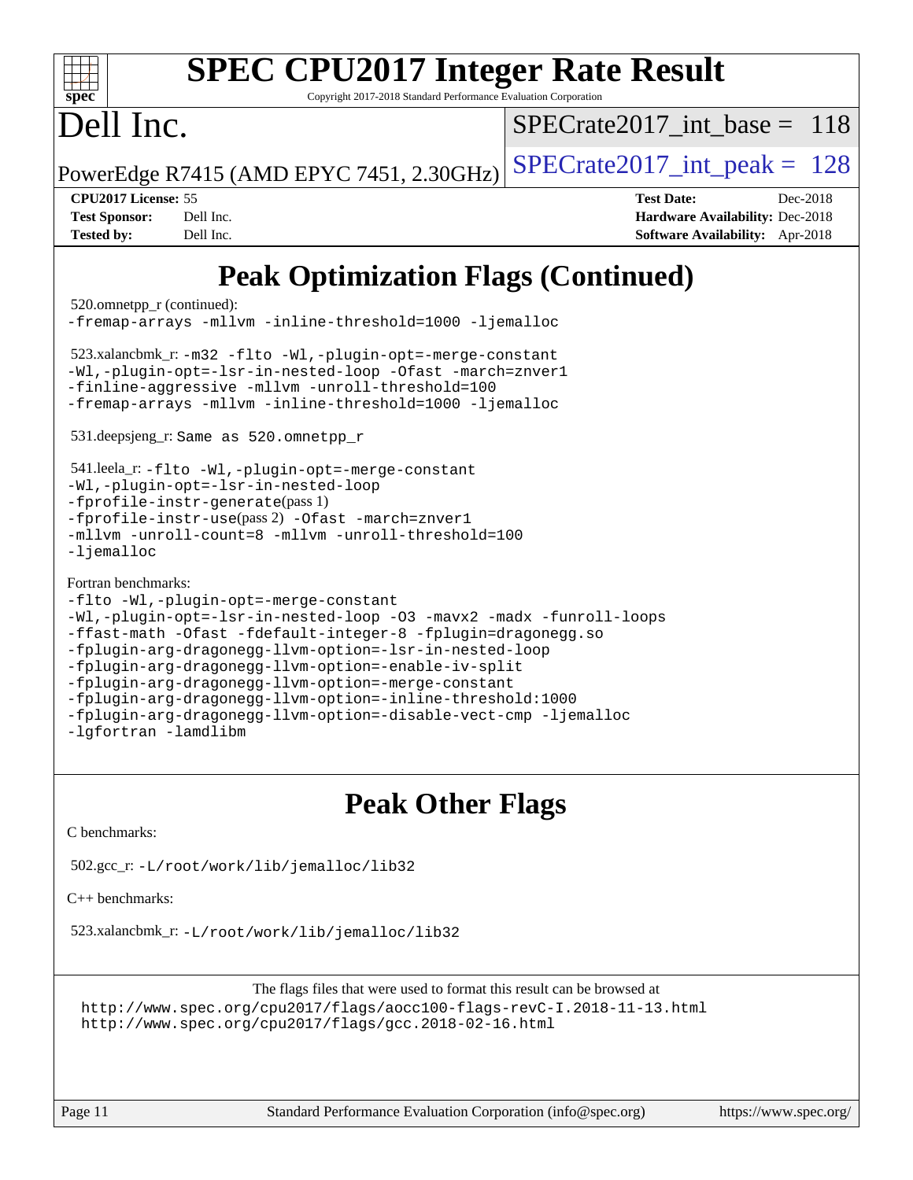# SPEC CPU2017 Integer Rate Result

Copyright 2017-2018 Standard Performance Evaluation Corporation

# Dell Inc.

PowerEdge R7415 (AMD EPYC 7451, 2.30GHz)

SPECrate2017_int_base = 118

SPECrate2017_int_peak = 128

**CPU2017 License:** 55
**Test Sponsor:** Dell Inc.
**Tested by:** Dell Inc.

**Test Date:** Dec-2018
**Hardware Availability:** Dec-2018
**Software Availability:** Apr-2018

## Peak Optimization Flags (Continued)

520.omnetpp_r (continued):
```
-fremap-arrays -mllvm -inline-threshold=1000 -ljemalloc
```

523.xalancbmk_r:
```
-m32 -flto -Wl,-plugin-opt=-merge-constant
-Wl,-plugin-opt=-lsr-in-nested-loop -Ofast -march=znver1
-finline-aggressive -mllvm -unroll-threshold=100
-fremap-arrays -mllvm -inline-threshold=1000 -ljemalloc
```

531.deepsjeng_r: Same as 520.omnetpp_r

541.leela_r:
```
-flto -Wl,-plugin-opt=-merge-constant
-Wl,-plugin-opt=-lsr-in-nested-loop
-fprofile-instr-generate(pass 1)
-fprofile-instr-use(pass 2) -Ofast -march=znver1
-mllvm -unroll-count=8 -mllvm -unroll-threshold=100
-ljemalloc
```

Fortran benchmarks:
```
-flto -Wl,-plugin-opt=-merge-constant
-Wl,-plugin-opt=-lsr-in-nested-loop -O3 -mavx2 -madx -funroll-loops
-ffast-math -Ofast -fdefault-integer-8 -fplugin=dragonegg.so
-fplugin-arg-dragonegg-llvm-option=-lsr-in-nested-loop
-fplugin-arg-dragonegg-llvm-option=-enable-iv-split
-fplugin-arg-dragonegg-llvm-option=-merge-constant
-fplugin-arg-dragonegg-llvm-option=-inline-threshold:1000
-fplugin-arg-dragonegg-llvm-option=-disable-vect-cmp -ljemalloc
-lgfortran -lamdlibm
```

## Peak Other Flags

C benchmarks:

502.gcc_r: `-L/root/work/lib/jemalloc/lib32`

C++ benchmarks:

523.xalancbmk_r: `-L/root/work/lib/jemalloc/lib32`

The flags files that were used to format this result can be browsed at
http://www.spec.org/cpu2017/flags/aocc100-flags-revC-I.2018-11-13.html
http://www.spec.org/cpu2017/flags/gcc.2018-02-16.html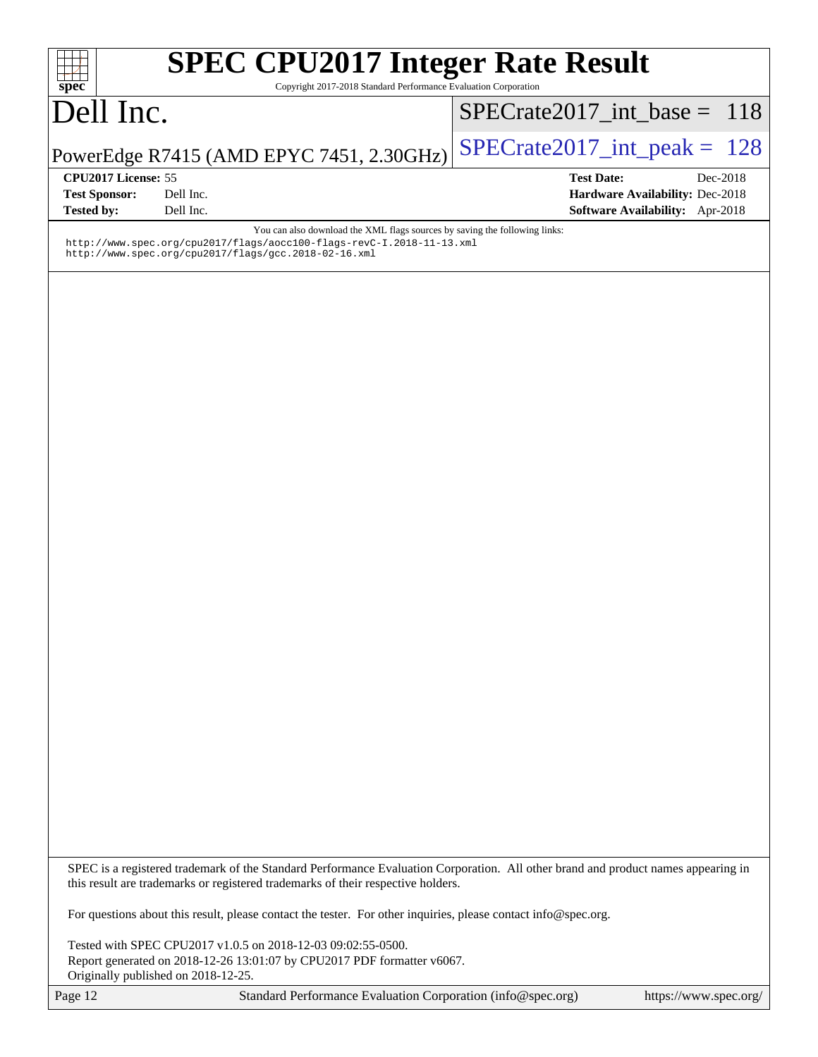# SPEC CPU2017 Integer Rate Result

Copyright 2017-2018 Standard Performance Evaluation Corporation

# Dell Inc.

PowerEdge R7415 (AMD EPYC 7451, 2.30GHz)

SPECrate2017_int_base = 118

SPECrate2017_int_peak = 128

**CPU2017 License:** 55
**Test Sponsor:** Dell Inc.
**Tested by:** Dell Inc.

**Test Date:** Dec-2018
**Hardware Availability:** Dec-2018
**Software Availability:** Apr-2018

You can also download the XML flags sources by saving the following links:

```
http://www.spec.org/cpu2017/flags/aocc100-flags-revC-I.2018-11-13.xml
http://www.spec.org/cpu2017/flags/gcc.2018-02-16.xml
```

SPEC is a registered trademark of the Standard Performance Evaluation Corporation. All other brand and product names appearing in this result are trademarks or registered trademarks of their respective holders.

For questions about this result, please contact the tester. For other inquiries, please contact info@spec.org.

Tested with SPEC CPU2017 v1.0.5 on 2018-12-03 09:02:55-0500.
Report generated on 2018-12-26 13:01:07 by CPU2017 PDF formatter v6067.
Originally published on 2018-12-25.